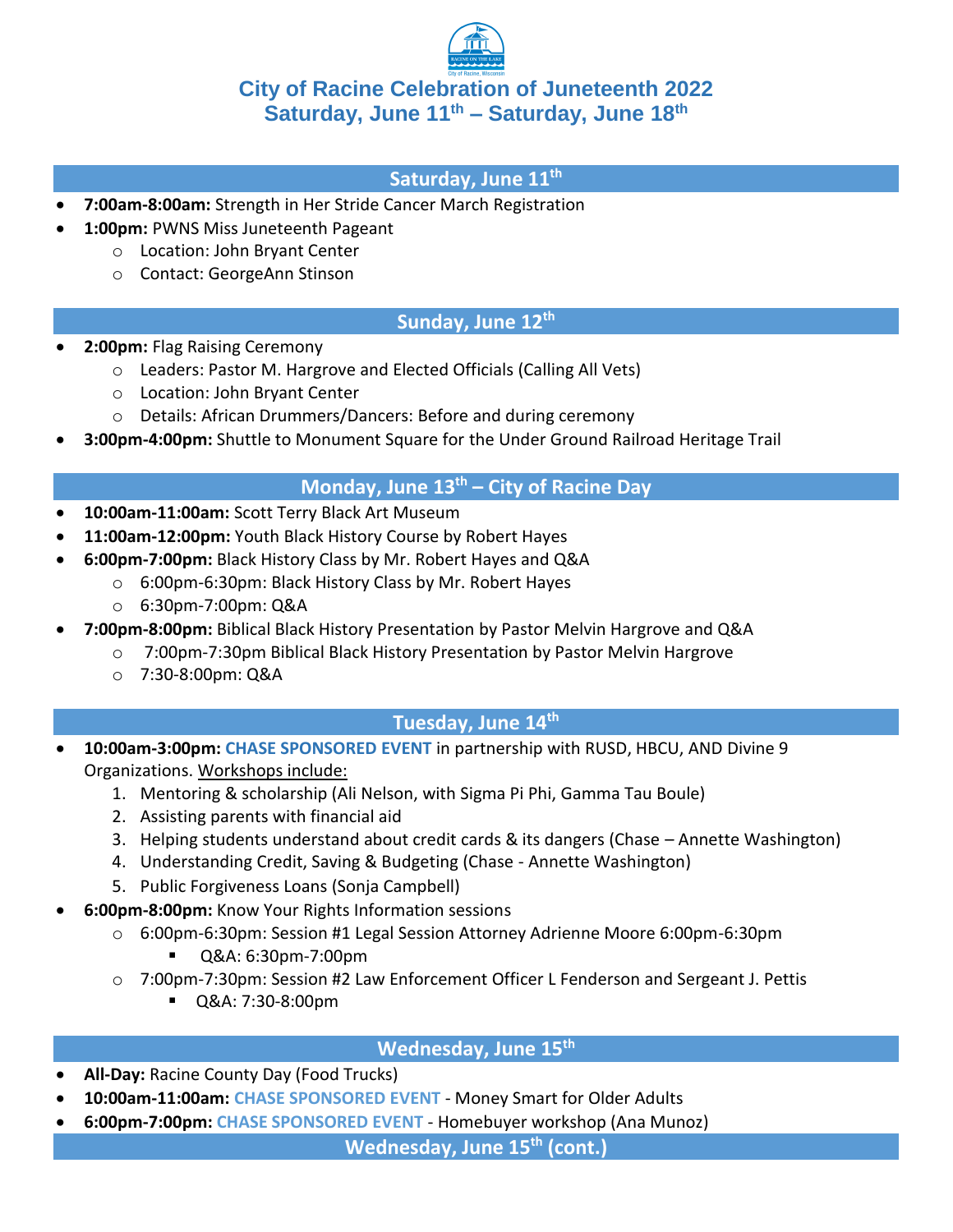# City of Racine Celebration of Juneteenth 2022
## Saturday, June 11th – Saturday, June 18th

### Saturday, June 11th

- **7:00am-8:00am:** Strength in Her Stride Cancer March Registration
- **1:00pm:** PWNS Miss Juneteenth Pageant
  - Location: John Bryant Center
  - Contact: GeorgeAnn Stinson

### Sunday, June 12th

- **2:00pm:** Flag Raising Ceremony
  - Leaders: Pastor M. Hargrove and Elected Officials (Calling All Vets)
  - Location: John Bryant Center
  - Details: African Drummers/Dancers: Before and during ceremony
- **3:00pm-4:00pm:** Shuttle to Monument Square for the Under Ground Railroad Heritage Trail

### Monday, June 13th – City of Racine Day

- **10:00am-11:00am:** Scott Terry Black Art Museum
- **11:00am-12:00pm:** Youth Black History Course by Robert Hayes
- **6:00pm-7:00pm:** Black History Class by Mr. Robert Hayes and Q&A
  - 6:00pm-6:30pm: Black History Class by Mr. Robert Hayes
  - 6:30pm-7:00pm: Q&A
- **7:00pm-8:00pm:** Biblical Black History Presentation by Pastor Melvin Hargrove and Q&A
  - 7:00pm-7:30pm Biblical Black History Presentation by Pastor Melvin Hargrove
  - 7:30-8:00pm: Q&A

### Tuesday, June 14th

- **10:00am-3:00pm:** CHASE SPONSORED EVENT in partnership with RUSD, HBCU, AND Divine 9 Organizations. Workshops include:
  1. Mentoring & scholarship (Ali Nelson, with Sigma Pi Phi, Gamma Tau Boule)
  2. Assisting parents with financial aid
  3. Helping students understand about credit cards & its dangers (Chase – Annette Washington)
  4. Understanding Credit, Saving & Budgeting (Chase - Annette Washington)
  5. Public Forgiveness Loans (Sonja Campbell)
- **6:00pm-8:00pm:** Know Your Rights Information sessions
  - 6:00pm-6:30pm: Session #1 Legal Session Attorney Adrienne Moore 6:00pm-6:30pm
    - Q&A: 6:30pm-7:00pm
  - 7:00pm-7:30pm: Session #2 Law Enforcement Officer L Fenderson and Sergeant J. Pettis
    - Q&A: 7:30-8:00pm

### Wednesday, June 15th

- **All-Day:** Racine County Day (Food Trucks)
- **10:00am-11:00am:** CHASE SPONSORED EVENT - Money Smart for Older Adults
- **6:00pm-7:00pm:** CHASE SPONSORED EVENT - Homebuyer workshop (Ana Munoz)

### Wednesday, June 15th (cont.)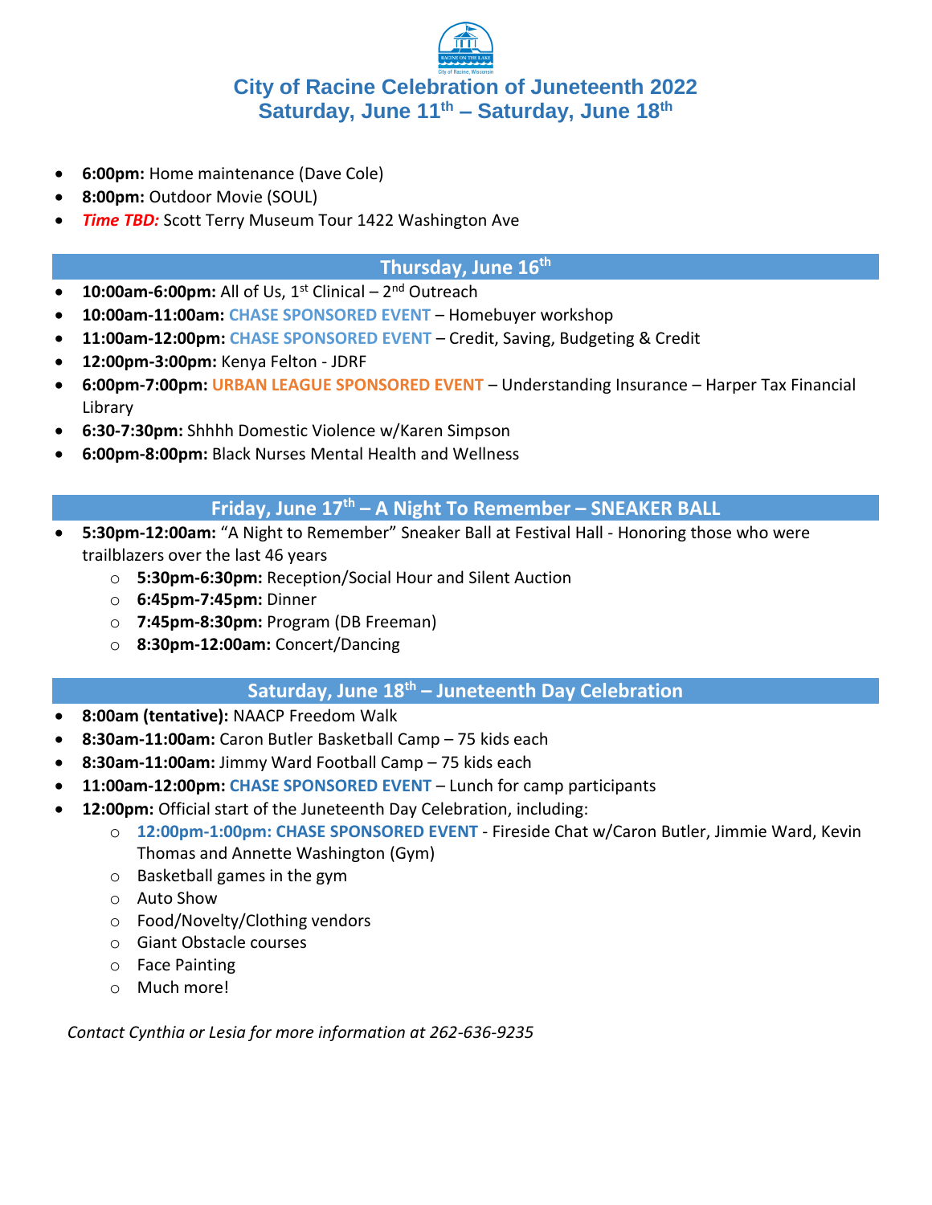# City of Racine Celebration of Juneteenth 2022
## Saturday, June 11th – Saturday, June 18th

- **6:00pm:** Home maintenance (Dave Cole)
- **8:00pm:** Outdoor Movie (SOUL)
- ***Time TBD:*** Scott Terry Museum Tour 1422 Washington Ave

## Thursday, June 16th

- **10:00am-6:00pm:** All of Us, 1st Clinical – 2nd Outreach
- **10:00am-11:00am:** CHASE SPONSORED EVENT – Homebuyer workshop
- **11:00am-12:00pm:** CHASE SPONSORED EVENT – Credit, Saving, Budgeting & Credit
- **12:00pm-3:00pm:** Kenya Felton - JDRF
- **6:00pm-7:00pm:** URBAN LEAGUE SPONSORED EVENT – Understanding Insurance – Harper Tax Financial Library
- **6:30-7:30pm:** Shhhh Domestic Violence w/Karen Simpson
- **6:00pm-8:00pm:** Black Nurses Mental Health and Wellness

## Friday, June 17th – A Night To Remember – SNEAKER BALL

- **5:30pm-12:00am:** "A Night to Remember" Sneaker Ball at Festival Hall - Honoring those who were trailblazers over the last 46 years
  - **5:30pm-6:30pm:** Reception/Social Hour and Silent Auction
  - **6:45pm-7:45pm:** Dinner
  - **7:45pm-8:30pm:** Program (DB Freeman)
  - **8:30pm-12:00am:** Concert/Dancing

## Saturday, June 18th – Juneteenth Day Celebration

- **8:00am (tentative):** NAACP Freedom Walk
- **8:30am-11:00am:** Caron Butler Basketball Camp – 75 kids each
- **8:30am-11:00am:** Jimmy Ward Football Camp – 75 kids each
- **11:00am-12:00pm:** CHASE SPONSORED EVENT – Lunch for camp participants
- **12:00pm:** Official start of the Juneteenth Day Celebration, including:
  - **12:00pm-1:00pm: CHASE SPONSORED EVENT** - Fireside Chat w/Caron Butler, Jimmie Ward, Kevin Thomas and Annette Washington (Gym)
  - Basketball games in the gym
  - Auto Show
  - Food/Novelty/Clothing vendors
  - Giant Obstacle courses
  - Face Painting
  - Much more!

*Contact Cynthia or Lesia for more information at 262-636-9235*